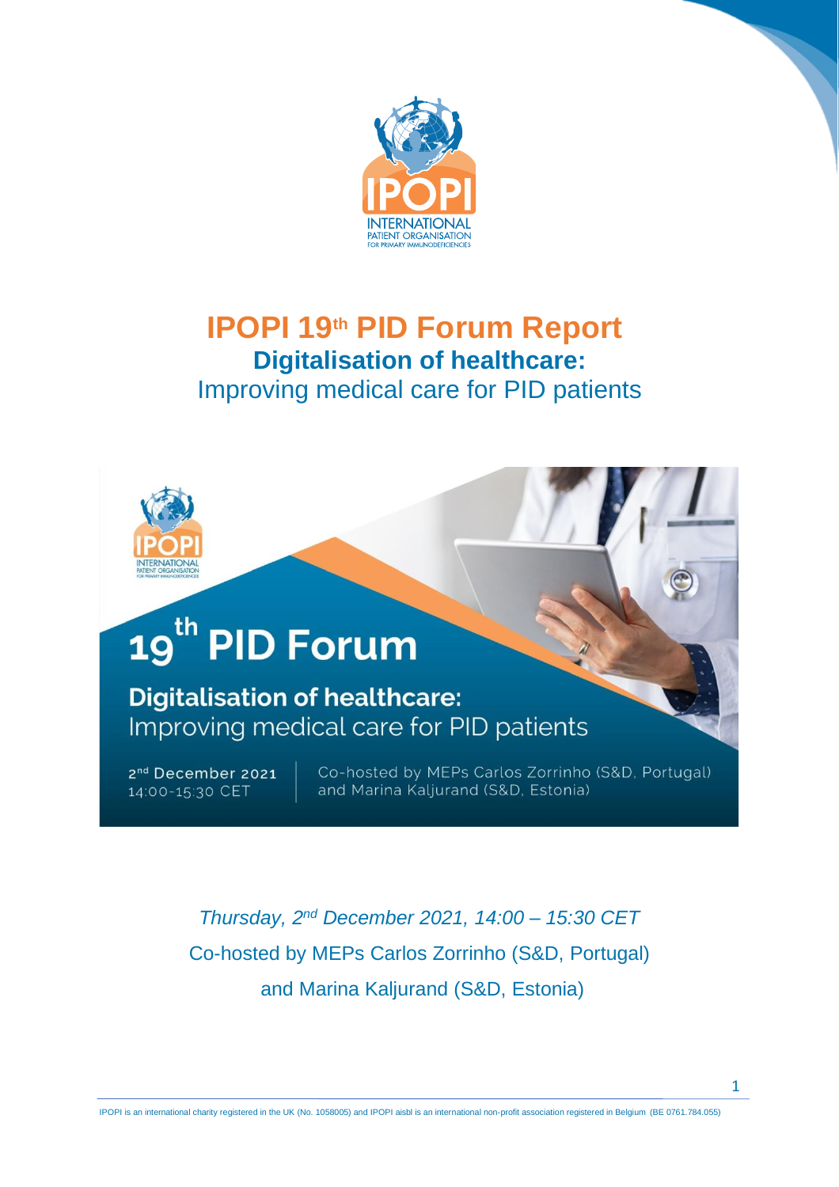# IPOPI 19th PID Forum Report

## Digitalisation of healthcare:

Improving medical care for PID patients

*Thursday, 2nd December 2021, 14:00 – 15:30 CET*

Co-hosted by MEPs Carlos Zorrinho (S&D, Portugal)

and Marina Kaljurand (S&D, Estonia)

IPOPI is an international charity registered in the UK (No. 1058005) and IPOPI aisbl is an international non-profit association registered in Belgium (BE 0761.784.055)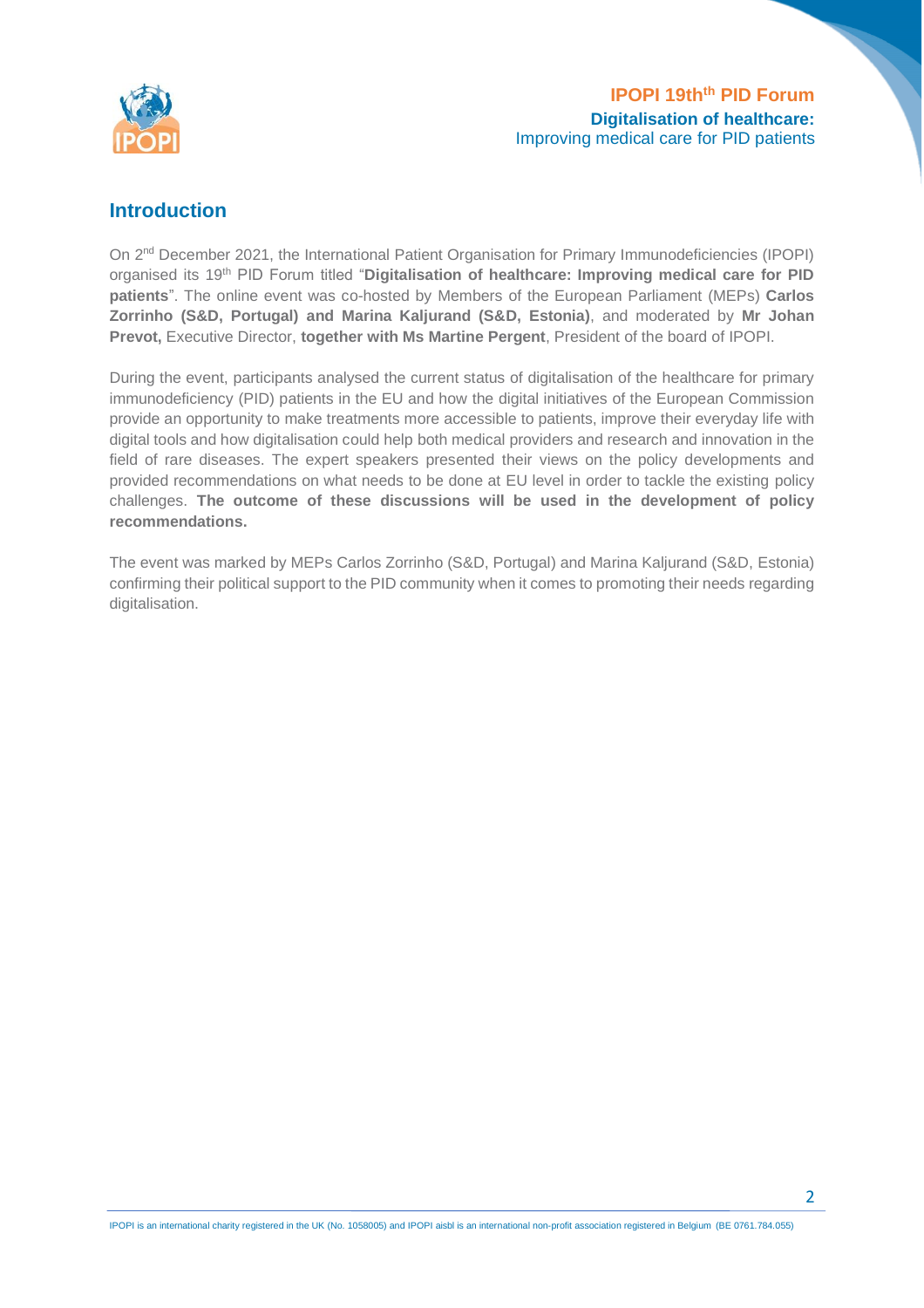## Introduction

On 2nd December 2021, the International Patient Organisation for Primary Immunodeficiencies (IPOPI) organised its 19th PID Forum titled "**Digitalisation of healthcare: Improving medical care for PID patients**". The online event was co-hosted by Members of the European Parliament (MEPs) **Carlos Zorrinho (S&D, Portugal) and Marina Kaljurand (S&D, Estonia)**, and moderated by **Mr Johan Prevot,** Executive Director, **together with Ms Martine Pergent**, President of the board of IPOPI.

During the event, participants analysed the current status of digitalisation of the healthcare for primary immunodeficiency (PID) patients in the EU and how the digital initiatives of the European Commission provide an opportunity to make treatments more accessible to patients, improve their everyday life with digital tools and how digitalisation could help both medical providers and research and innovation in the field of rare diseases. The expert speakers presented their views on the policy developments and provided recommendations on what needs to be done at EU level in order to tackle the existing policy challenges. **The outcome of these discussions will be used in the development of policy recommendations.**

The event was marked by MEPs Carlos Zorrinho (S&D, Portugal) and Marina Kaljurand (S&D, Estonia) confirming their political support to the PID community when it comes to promoting their needs regarding digitalisation.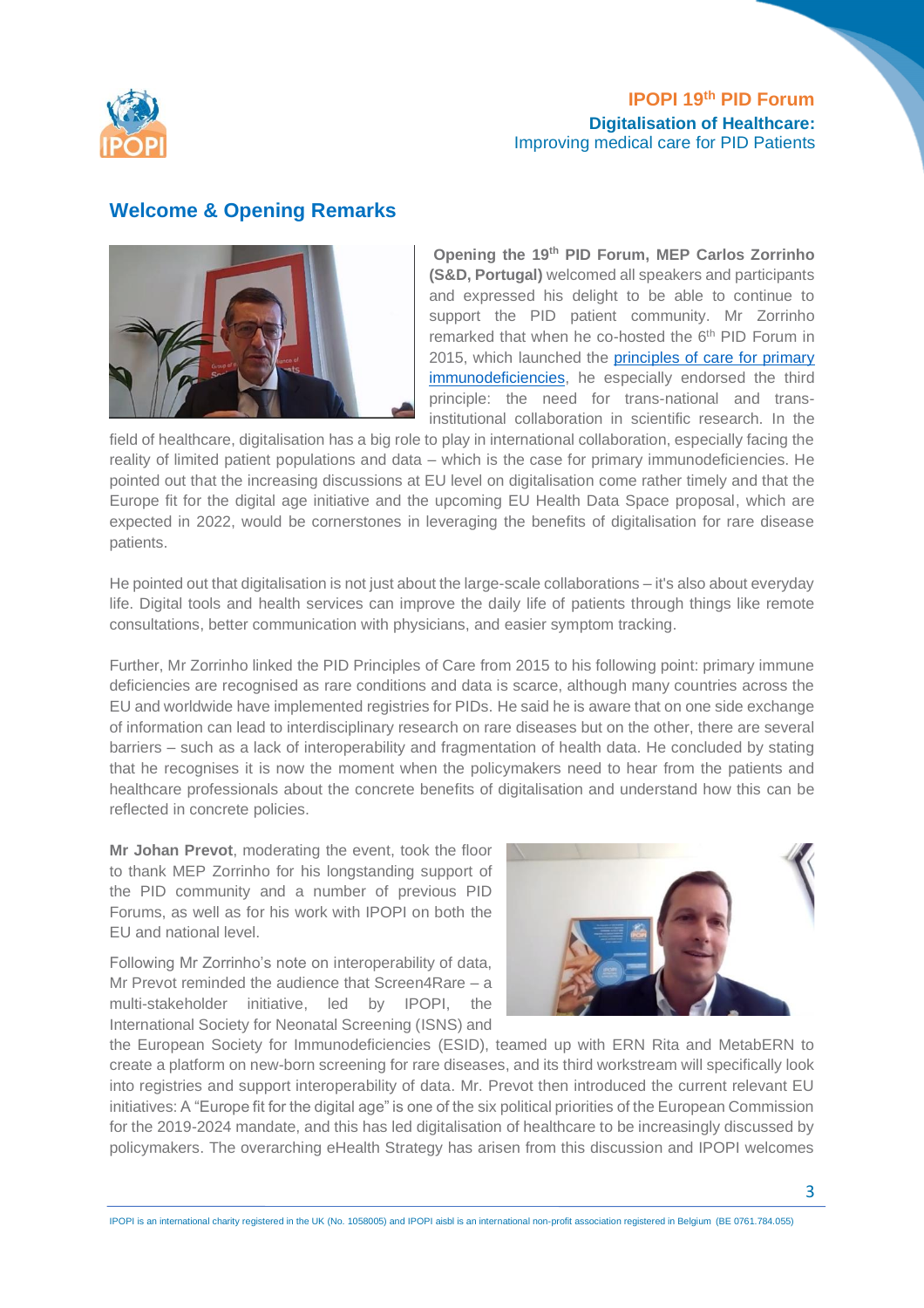## Welcome & Opening Remarks

**Opening the 19th PID Forum, MEP Carlos Zorrinho (S&D, Portugal)** welcomed all speakers and participants and expressed his delight to be able to continue to support the PID patient community. Mr Zorrinho remarked that when he co-hosted the 6th PID Forum in 2015, which launched the principles of care for primary immunodeficiencies, he especially endorsed the third principle: the need for trans-national and trans-institutional collaboration in scientific research. In the field of healthcare, digitalisation has a big role to play in international collaboration, especially facing the reality of limited patient populations and data – which is the case for primary immunodeficiencies. He pointed out that the increasing discussions at EU level on digitalisation come rather timely and that the Europe fit for the digital age initiative and the upcoming EU Health Data Space proposal, which are expected in 2022, would be cornerstones in leveraging the benefits of digitalisation for rare disease patients.

He pointed out that digitalisation is not just about the large-scale collaborations – it's also about everyday life. Digital tools and health services can improve the daily life of patients through things like remote consultations, better communication with physicians, and easier symptom tracking.

Further, Mr Zorrinho linked the PID Principles of Care from 2015 to his following point: primary immune deficiencies are recognised as rare conditions and data is scarce, although many countries across the EU and worldwide have implemented registries for PIDs. He said he is aware that on one side exchange of information can lead to interdisciplinary research on rare diseases but on the other, there are several barriers – such as a lack of interoperability and fragmentation of health data. He concluded by stating that he recognises it is now the moment when the policymakers need to hear from the patients and healthcare professionals about the concrete benefits of digitalisation and understand how this can be reflected in concrete policies.

**Mr Johan Prevot**, moderating the event, took the floor to thank MEP Zorrinho for his longstanding support of the PID community and a number of previous PID Forums, as well as for his work with IPOPI on both the EU and national level.

Following Mr Zorrinho's note on interoperability of data, Mr Prevot reminded the audience that Screen4Rare – a multi-stakeholder initiative, led by IPOPI, the International Society for Neonatal Screening (ISNS) and the European Society for Immunodeficiencies (ESID), teamed up with ERN Rita and MetabERN to create a platform on new-born screening for rare diseases, and its third workstream will specifically look into registries and support interoperability of data. Mr. Prevot then introduced the current relevant EU initiatives: A "Europe fit for the digital age" is one of the six political priorities of the European Commission for the 2019-2024 mandate, and this has led digitalisation of healthcare to be increasingly discussed by policymakers. The overarching eHealth Strategy has arisen from this discussion and IPOPI welcomes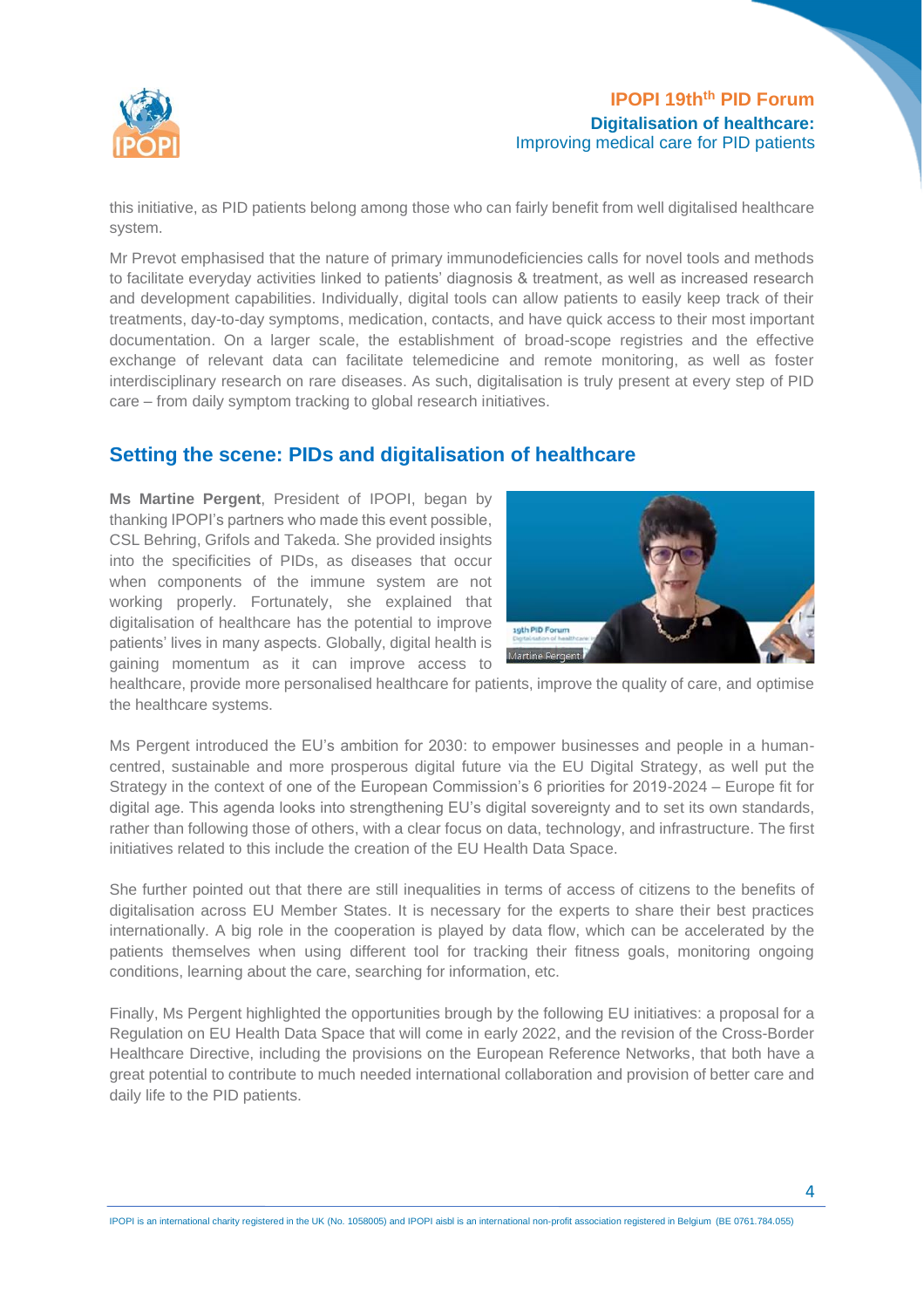this initiative, as PID patients belong among those who can fairly benefit from well digitalised healthcare system.

Mr Prevot emphasised that the nature of primary immunodeficiencies calls for novel tools and methods to facilitate everyday activities linked to patients' diagnosis & treatment, as well as increased research and development capabilities. Individually, digital tools can allow patients to easily keep track of their treatments, day-to-day symptoms, medication, contacts, and have quick access to their most important documentation. On a larger scale, the establishment of broad-scope registries and the effective exchange of relevant data can facilitate telemedicine and remote monitoring, as well as foster interdisciplinary research on rare diseases. As such, digitalisation is truly present at every step of PID care – from daily symptom tracking to global research initiatives.

## Setting the scene: PIDs and digitalisation of healthcare

**Ms Martine Pergent**, President of IPOPI, began by thanking IPOPI's partners who made this event possible, CSL Behring, Grifols and Takeda. She provided insights into the specificities of PIDs, as diseases that occur when components of the immune system are not working properly. Fortunately, she explained that digitalisation of healthcare has the potential to improve patients' lives in many aspects. Globally, digital health is gaining momentum as it can improve access to healthcare, provide more personalised healthcare for patients, improve the quality of care, and optimise the healthcare systems.

Ms Pergent introduced the EU's ambition for 2030: to empower businesses and people in a human-centred, sustainable and more prosperous digital future via the EU Digital Strategy, as well put the Strategy in the context of one of the European Commission's 6 priorities for 2019-2024 – Europe fit for digital age. This agenda looks into strengthening EU's digital sovereignty and to set its own standards, rather than following those of others, with a clear focus on data, technology, and infrastructure. The first initiatives related to this include the creation of the EU Health Data Space.

She further pointed out that there are still inequalities in terms of access of citizens to the benefits of digitalisation across EU Member States. It is necessary for the experts to share their best practices internationally. A big role in the cooperation is played by data flow, which can be accelerated by the patients themselves when using different tool for tracking their fitness goals, monitoring ongoing conditions, learning about the care, searching for information, etc.

Finally, Ms Pergent highlighted the opportunities brough by the following EU initiatives: a proposal for a Regulation on EU Health Data Space that will come in early 2022, and the revision of the Cross-Border Healthcare Directive, including the provisions on the European Reference Networks, that both have a great potential to contribute to much needed international collaboration and provision of better care and daily life to the PID patients.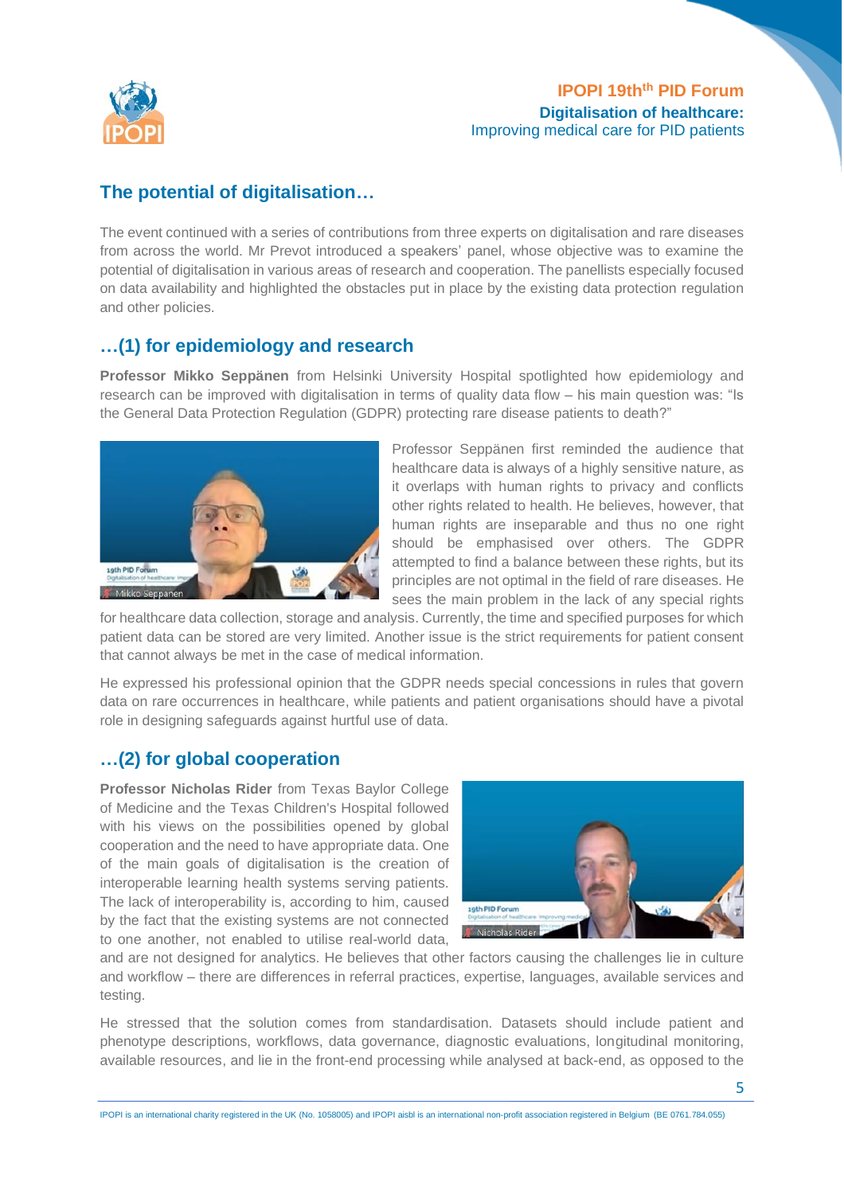## The potential of digitalisation…

The event continued with a series of contributions from three experts on digitalisation and rare diseases from across the world. Mr Prevot introduced a speakers' panel, whose objective was to examine the potential of digitalisation in various areas of research and cooperation. The panellists especially focused on data availability and highlighted the obstacles put in place by the existing data protection regulation and other policies.

## …(1) for epidemiology and research

**Professor Mikko Seppänen** from Helsinki University Hospital spotlighted how epidemiology and research can be improved with digitalisation in terms of quality data flow – his main question was: "Is the General Data Protection Regulation (GDPR) protecting rare disease patients to death?"

Professor Seppänen first reminded the audience that healthcare data is always of a highly sensitive nature, as it overlaps with human rights to privacy and conflicts other rights related to health. He believes, however, that human rights are inseparable and thus no one right should be emphasised over others. The GDPR attempted to find a balance between these rights, but its principles are not optimal in the field of rare diseases. He sees the main problem in the lack of any special rights for healthcare data collection, storage and analysis. Currently, the time and specified purposes for which patient data can be stored are very limited. Another issue is the strict requirements for patient consent that cannot always be met in the case of medical information.

He expressed his professional opinion that the GDPR needs special concessions in rules that govern data on rare occurrences in healthcare, while patients and patient organisations should have a pivotal role in designing safeguards against hurtful use of data.

## …(2) for global cooperation

**Professor Nicholas Rider** from Texas Baylor College of Medicine and the Texas Children's Hospital followed with his views on the possibilities opened by global cooperation and the need to have appropriate data. One of the main goals of digitalisation is the creation of interoperable learning health systems serving patients. The lack of interoperability is, according to him, caused by the fact that the existing systems are not connected to one another, not enabled to utilise real-world data, and are not designed for analytics. He believes that other factors causing the challenges lie in culture and workflow – there are differences in referral practices, expertise, languages, available services and testing.

He stressed that the solution comes from standardisation. Datasets should include patient and phenotype descriptions, workflows, data governance, diagnostic evaluations, longitudinal monitoring, available resources, and lie in the front-end processing while analysed at back-end, as opposed to the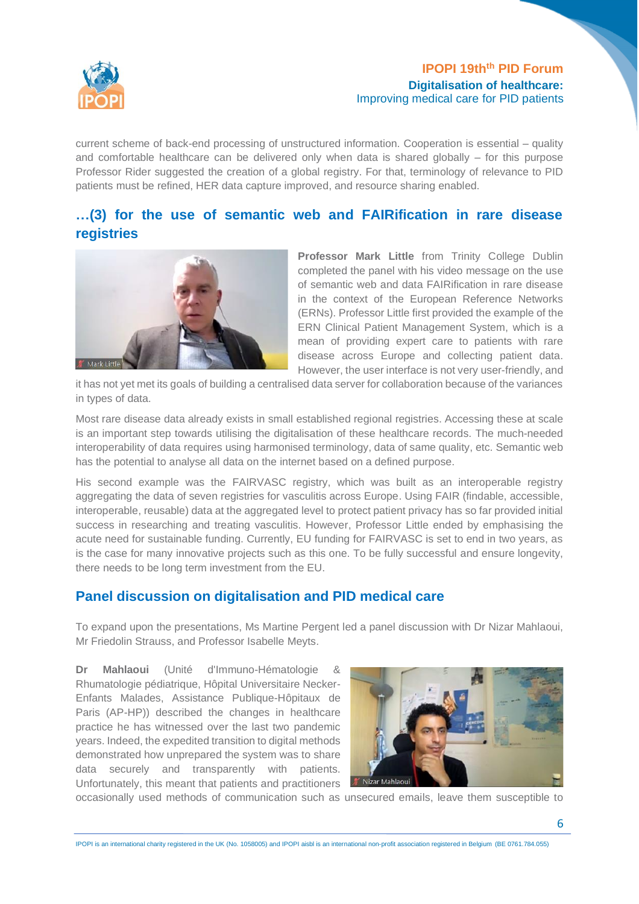current scheme of back-end processing of unstructured information. Cooperation is essential – quality and comfortable healthcare can be delivered only when data is shared globally – for this purpose Professor Rider suggested the creation of a global registry. For that, terminology of relevance to PID patients must be refined, HER data capture improved, and resource sharing enabled.

## …(3) for the use of semantic web and FAIRification in rare disease registries

**Professor Mark Little** from Trinity College Dublin completed the panel with his video message on the use of semantic web and data FAIRification in rare disease in the context of the European Reference Networks (ERNs). Professor Little first provided the example of the ERN Clinical Patient Management System, which is a mean of providing expert care to patients with rare disease across Europe and collecting patient data. However, the user interface is not very user-friendly, and it has not yet met its goals of building a centralised data server for collaboration because of the variances in types of data.

Most rare disease data already exists in small established regional registries. Accessing these at scale is an important step towards utilising the digitalisation of these healthcare records. The much-needed interoperability of data requires using harmonised terminology, data of same quality, etc. Semantic web has the potential to analyse all data on the internet based on a defined purpose.

His second example was the FAIRVASC registry, which was built as an interoperable registry aggregating the data of seven registries for vasculitis across Europe. Using FAIR (findable, accessible, interoperable, reusable) data at the aggregated level to protect patient privacy has so far provided initial success in researching and treating vasculitis. However, Professor Little ended by emphasising the acute need for sustainable funding. Currently, EU funding for FAIRVASC is set to end in two years, as is the case for many innovative projects such as this one. To be fully successful and ensure longevity, there needs to be long term investment from the EU.

## Panel discussion on digitalisation and PID medical care

To expand upon the presentations, Ms Martine Pergent led a panel discussion with Dr Nizar Mahlaoui, Mr Friedolin Strauss, and Professor Isabelle Meyts.

**Dr Mahlaoui** (Unité d'Immuno-Hématologie & Rhumatologie pédiatrique, Hôpital Universitaire Necker-Enfants Malades, Assistance Publique-Hôpitaux de Paris (AP-HP)) described the changes in healthcare practice he has witnessed over the last two pandemic years. Indeed, the expedited transition to digital methods demonstrated how unprepared the system was to share data securely and transparently with patients. Unfortunately, this meant that patients and practitioners occasionally used methods of communication such as unsecured emails, leave them susceptible to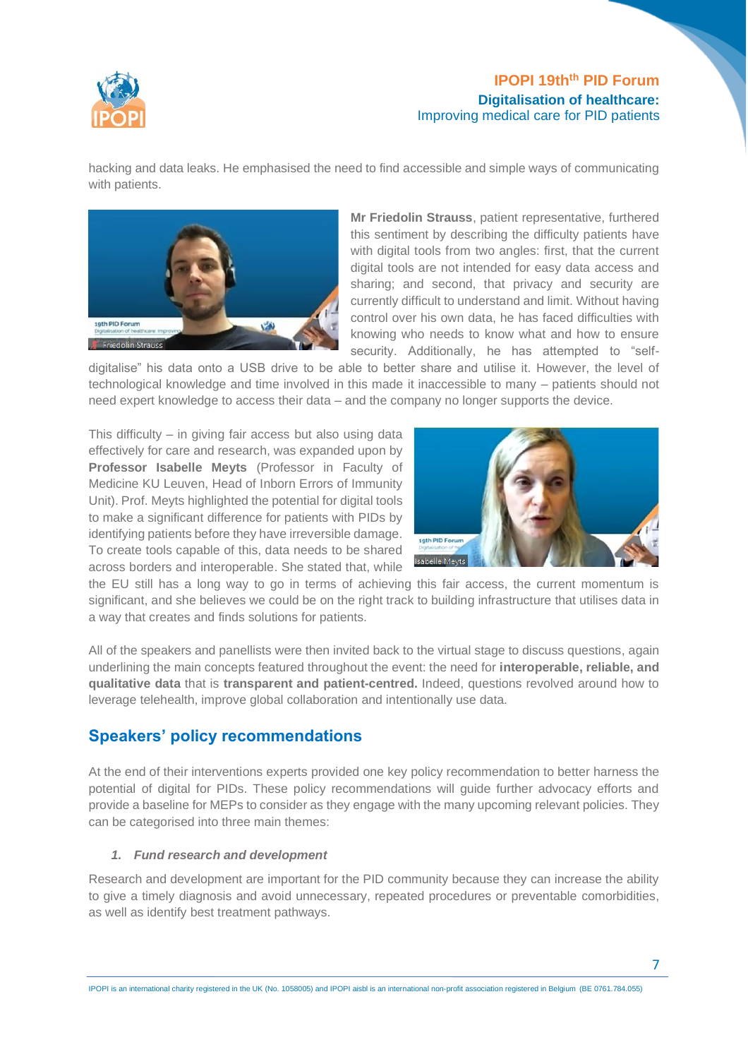hacking and data leaks. He emphasised the need to find accessible and simple ways of communicating with patients.

**Mr Friedolin Strauss**, patient representative, furthered this sentiment by describing the difficulty patients have with digital tools from two angles: first, that the current digital tools are not intended for easy data access and sharing; and second, that privacy and security are currently difficult to understand and limit. Without having control over his own data, he has faced difficulties with knowing who needs to know what and how to ensure security. Additionally, he has attempted to "self-digitalise" his data onto a USB drive to be able to better share and utilise it. However, the level of technological knowledge and time involved in this made it inaccessible to many – patients should not need expert knowledge to access their data – and the company no longer supports the device.

This difficulty – in giving fair access but also using data effectively for care and research, was expanded upon by **Professor Isabelle Meyts** (Professor in Faculty of Medicine KU Leuven, Head of Inborn Errors of Immunity Unit). Prof. Meyts highlighted the potential for digital tools to make a significant difference for patients with PIDs by identifying patients before they have irreversible damage. To create tools capable of this, data needs to be shared across borders and interoperable. She stated that, while the EU still has a long way to go in terms of achieving this fair access, the current momentum is significant, and she believes we could be on the right track to building infrastructure that utilises data in a way that creates and finds solutions for patients.

All of the speakers and panellists were then invited back to the virtual stage to discuss questions, again underlining the main concepts featured throughout the event: the need for **interoperable, reliable, and qualitative data** that is **transparent and patient-centred.** Indeed, questions revolved around how to leverage telehealth, improve global collaboration and intentionally use data.

## Speakers' policy recommendations

At the end of their interventions experts provided one key policy recommendation to better harness the potential of digital for PIDs. These policy recommendations will guide further advocacy efforts and provide a baseline for MEPs to consider as they engage with the many upcoming relevant policies. They can be categorised into three main themes:

1. ***Fund research and development***

Research and development are important for the PID community because they can increase the ability to give a timely diagnosis and avoid unnecessary, repeated procedures or preventable comorbidities, as well as identify best treatment pathways.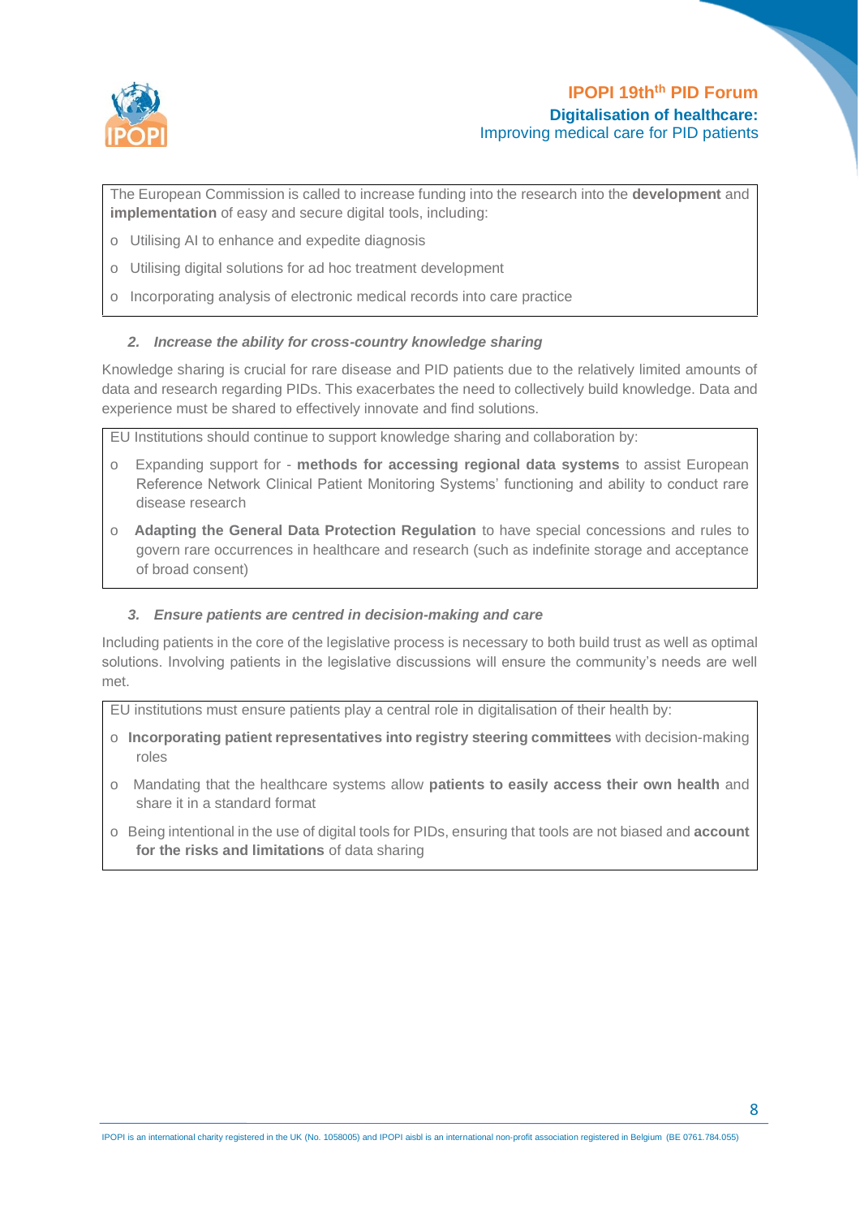The European Commission is called to increase funding into the research into the **development** and **implementation** of easy and secure digital tools, including:

- Utilising AI to enhance and expedite diagnosis
- Utilising digital solutions for ad hoc treatment development
- Incorporating analysis of electronic medical records into care practice

### *2. Increase the ability for cross-country knowledge sharing*

Knowledge sharing is crucial for rare disease and PID patients due to the relatively limited amounts of data and research regarding PIDs. This exacerbates the need to collectively build knowledge. Data and experience must be shared to effectively innovate and find solutions.

EU Institutions should continue to support knowledge sharing and collaboration by:

- Expanding support for - **methods for accessing regional data systems** to assist European Reference Network Clinical Patient Monitoring Systems' functioning and ability to conduct rare disease research
- **Adapting the General Data Protection Regulation** to have special concessions and rules to govern rare occurrences in healthcare and research (such as indefinite storage and acceptance of broad consent)

### *3. Ensure patients are centred in decision-making and care*

Including patients in the core of the legislative process is necessary to both build trust as well as optimal solutions. Involving patients in the legislative discussions will ensure the community's needs are well met.

EU institutions must ensure patients play a central role in digitalisation of their health by:

- **Incorporating patient representatives into registry steering committees** with decision-making roles
- Mandating that the healthcare systems allow **patients to easily access their own health** and share it in a standard format
- Being intentional in the use of digital tools for PIDs, ensuring that tools are not biased and **account for the risks and limitations** of data sharing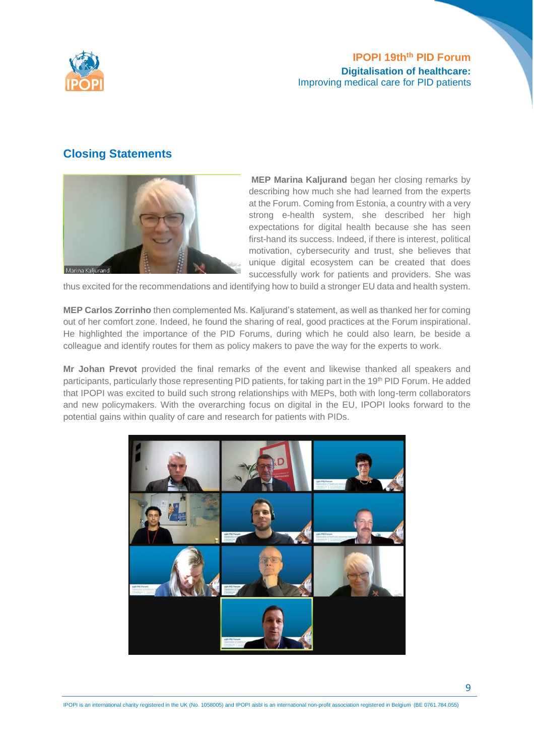## Closing Statements

**MEP Marina Kaljurand** began her closing remarks by describing how much she had learned from the experts at the Forum. Coming from Estonia, a country with a very strong e-health system, she described her high expectations for digital health because she has seen first-hand its success. Indeed, if there is interest, political motivation, cybersecurity and trust, she believes that unique digital ecosystem can be created that does successfully work for patients and providers. She was thus excited for the recommendations and identifying how to build a stronger EU data and health system.

**MEP Carlos Zorrinho** then complemented Ms. Kaljurand's statement, as well as thanked her for coming out of her comfort zone. Indeed, he found the sharing of real, good practices at the Forum inspirational. He highlighted the importance of the PID Forums, during which he could also learn, be beside a colleague and identify routes for them as policy makers to pave the way for the experts to work.

**Mr Johan Prevot** provided the final remarks of the event and likewise thanked all speakers and participants, particularly those representing PID patients, for taking part in the 19th PID Forum. He added that IPOPI was excited to build such strong relationships with MEPs, both with long-term collaborators and new policymakers. With the overarching focus on digital in the EU, IPOPI looks forward to the potential gains within quality of care and research for patients with PIDs.